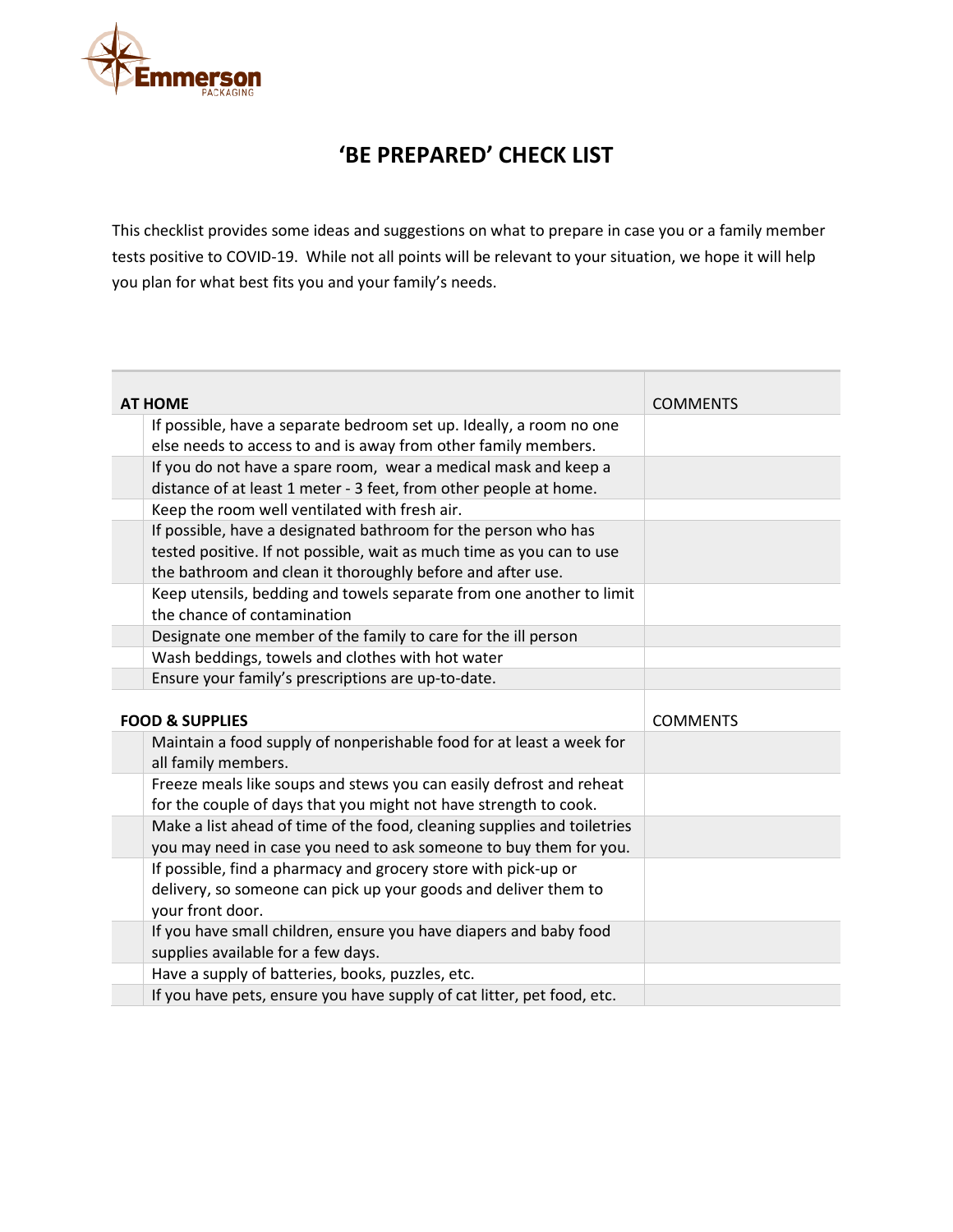Emmerson PACKAGING

# 'BE PREPARED' CHECK LIST

This checklist provides some ideas and suggestions on what to prepare in case you or a family member tests positive to COVID-19. While not all points will be relevant to your situation, we hope it will help you plan for what best fits you and your family's needs.

| | AT HOME | COMMENTS |
|---|---|---|
| | If possible, have a separate bedroom set up. Ideally, a room no one else needs to access to and is away from other family members. | |
| | If you do not have a spare room, wear a medical mask and keep a distance of at least 1 meter - 3 feet, from other people at home. | |
| | Keep the room well ventilated with fresh air. | |
| | If possible, have a designated bathroom for the person who has tested positive. If not possible, wait as much time as you can to use the bathroom and clean it thoroughly before and after use. | |
| | Keep utensils, bedding and towels separate from one another to limit the chance of contamination | |
| | Designate one member of the family to care for the ill person | |
| | Wash beddings, towels and clothes with hot water | |
| | Ensure your family's prescriptions are up-to-date. | |
| | **FOOD & SUPPLIES** | COMMENTS |
| | Maintain a food supply of nonperishable food for at least a week for all family members. | |
| | Freeze meals like soups and stews you can easily defrost and reheat for the couple of days that you might not have strength to cook. | |
| | Make a list ahead of time of the food, cleaning supplies and toiletries you may need in case you need to ask someone to buy them for you. | |
| | If possible, find a pharmacy and grocery store with pick-up or delivery, so someone can pick up your goods and deliver them to your front door. | |
| | If you have small children, ensure you have diapers and baby food supplies available for a few days. | |
| | Have a supply of batteries, books, puzzles, etc. | |
| | If you have pets, ensure you have supply of cat litter, pet food, etc. | |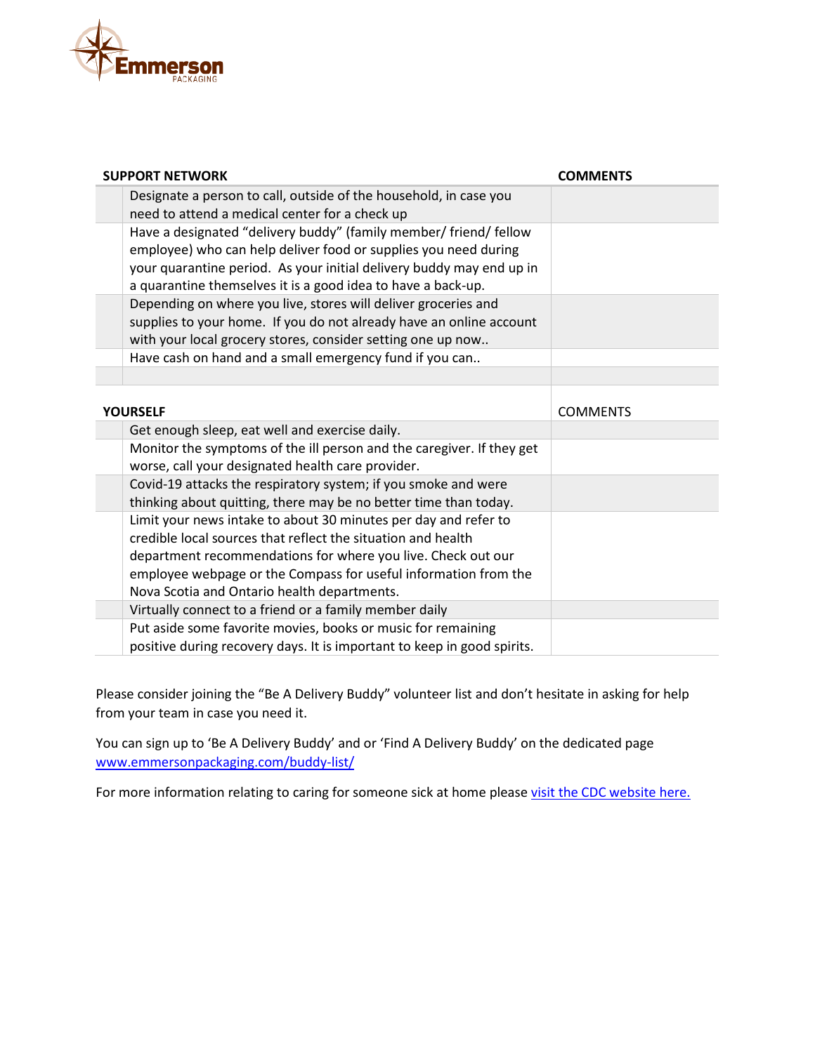| | SUPPORT NETWORK | COMMENTS |
|---|---|---|
| | Designate a person to call, outside of the household, in case you need to attend a medical center for a check up | |
| | Have a designated "delivery buddy" (family member/ friend/ fellow employee) who can help deliver food or supplies you need during your quarantine period. As your initial delivery buddy may end up in a quarantine themselves it is a good idea to have a back-up. | |
| | Depending on where you live, stores will deliver groceries and supplies to your home. If you do not already have an online account with your local grocery stores, consider setting one up now.. | |
| | Have cash on hand and a small emergency fund if you can.. | |
| | | |

| | YOURSELF | COMMENTS |
|---|---|---|
| | Get enough sleep, eat well and exercise daily. | |
| | Monitor the symptoms of the ill person and the caregiver. If they get worse, call your designated health care provider. | |
| | Covid-19 attacks the respiratory system; if you smoke and were thinking about quitting, there may be no better time than today. | |
| | Limit your news intake to about 30 minutes per day and refer to credible local sources that reflect the situation and health department recommendations for where you live. Check out our employee webpage or the Compass for useful information from the Nova Scotia and Ontario health departments. | |
| | Virtually connect to a friend or a family member daily | |
| | Put aside some favorite movies, books or music for remaining positive during recovery days. It is important to keep in good spirits. | |

Please consider joining the "Be A Delivery Buddy" volunteer list and don't hesitate in asking for help from your team in case you need it.

You can sign up to 'Be A Delivery Buddy' and or 'Find A Delivery Buddy' on the dedicated page www.emmersonpackaging.com/buddy-list/

For more information relating to caring for someone sick at home please visit the CDC website here.